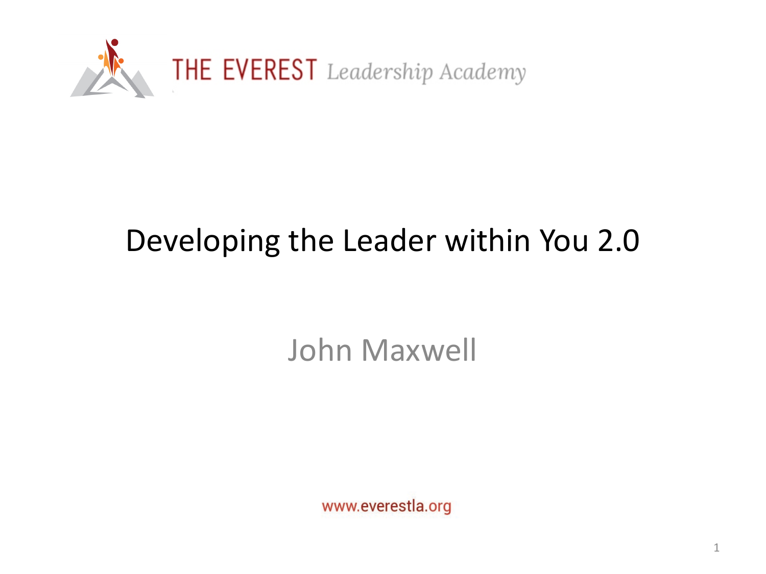THE EVEREST *Leadership Academy*

# Developing the Leader within You 2.0

John Maxwell

www.everestla.org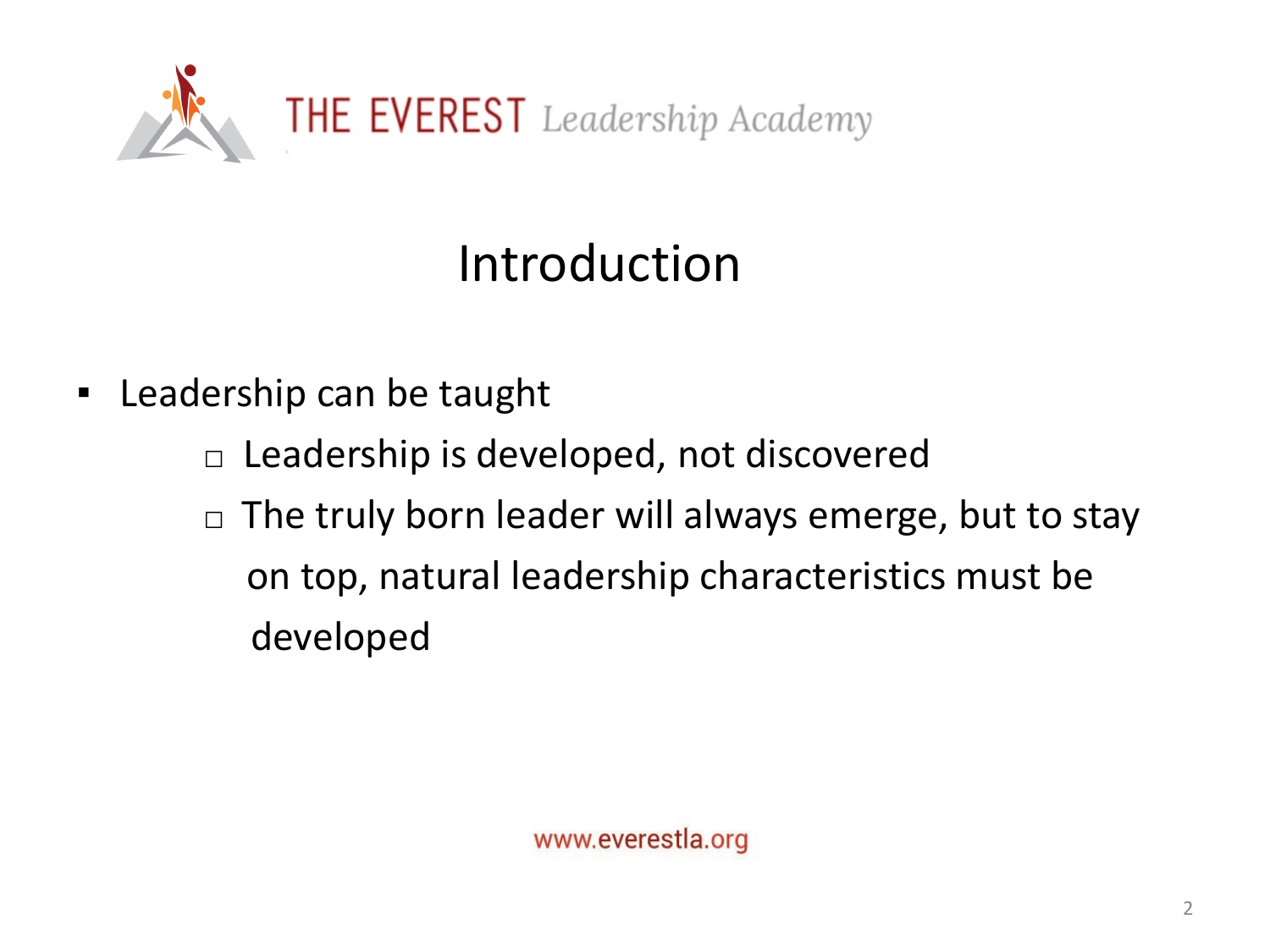# Introduction

- Leadership can be taught
  - Leadership is developed, not discovered
  - The truly born leader will always emerge, but to stay on top, natural leadership characteristics must be developed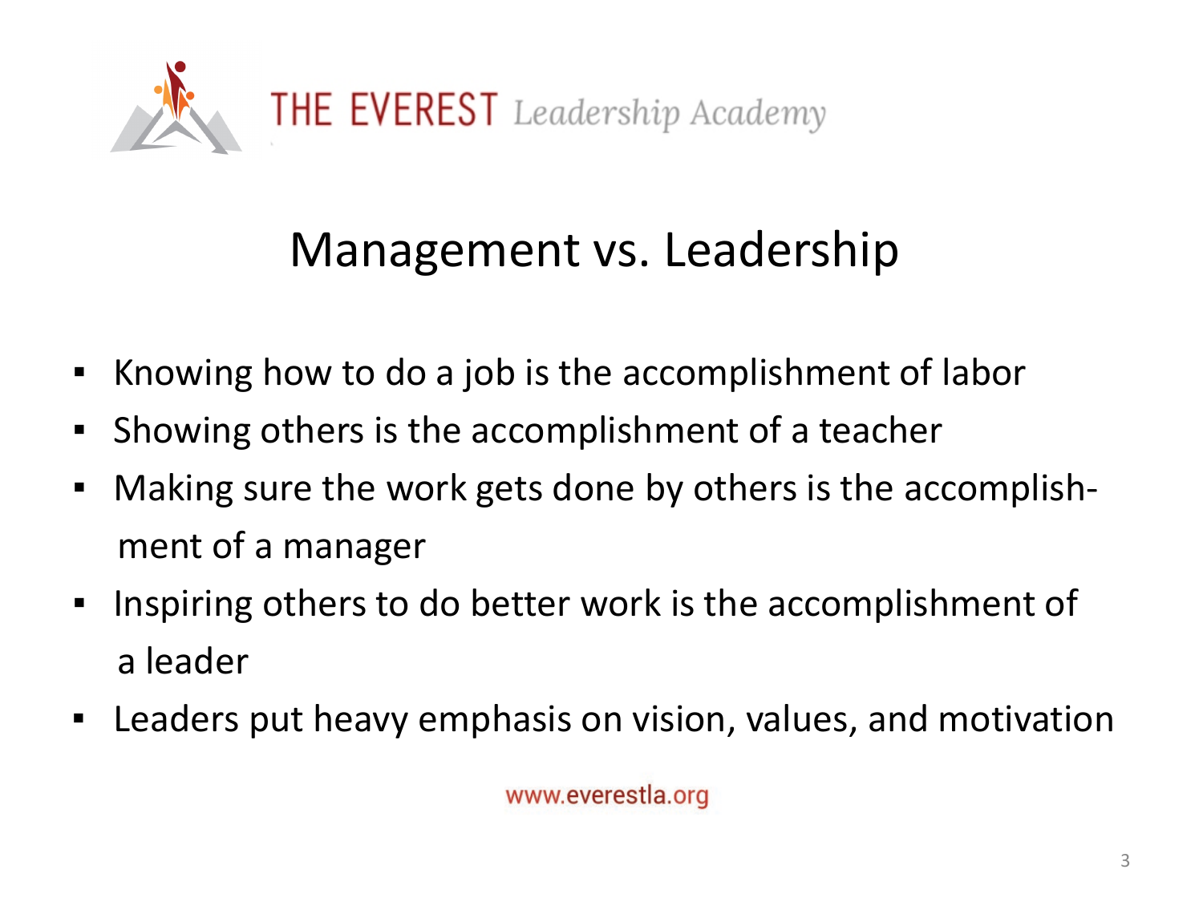THE EVEREST *Leadership Academy*

# Management vs. Leadership

- Knowing how to do a job is the accomplishment of labor
- Showing others is the accomplishment of a teacher
- Making sure the work gets done by others is the accomplishment of a manager
- Inspiring others to do better work is the accomplishment of a leader
- Leaders put heavy emphasis on vision, values, and motivation

www.everestla.org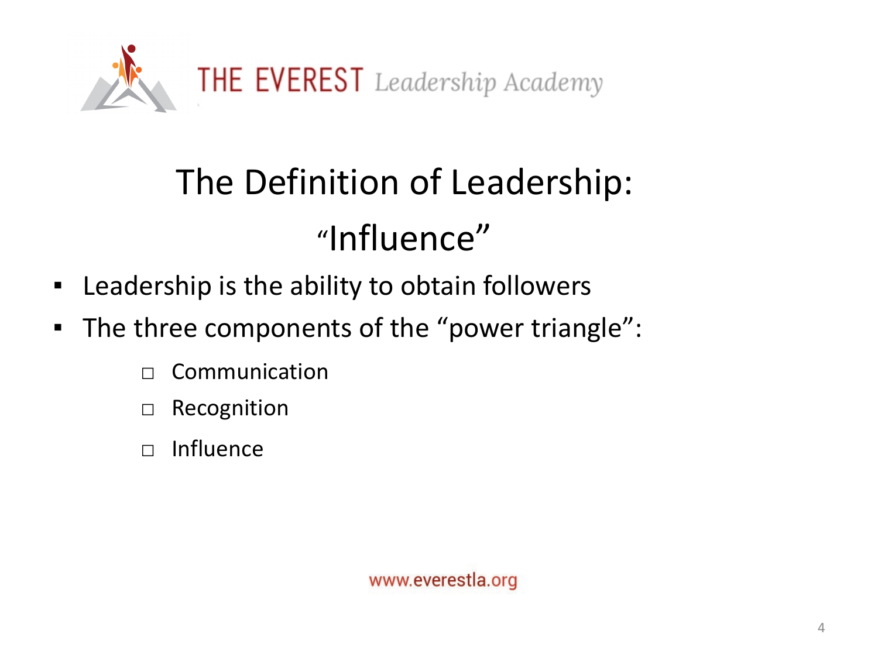# The Definition of Leadership: "Influence"

- Leadership is the ability to obtain followers
- The three components of the "power triangle":
  - Communication
  - Recognition
  - Influence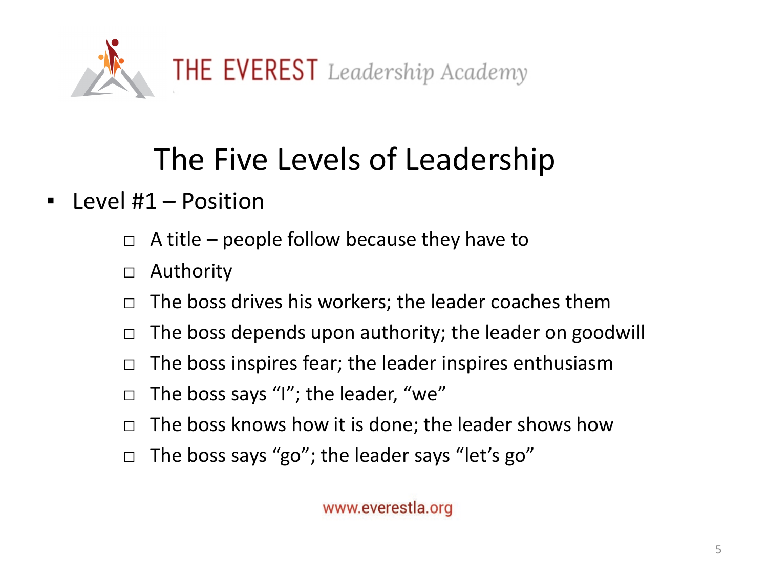# The Five Levels of Leadership

- Level #1 – Position
  - A title – people follow because they have to
  - Authority
  - The boss drives his workers; the leader coaches them
  - The boss depends upon authority; the leader on goodwill
  - The boss inspires fear; the leader inspires enthusiasm
  - The boss says "I"; the leader, "we"
  - The boss knows how it is done; the leader shows how
  - The boss says "go"; the leader says "let's go"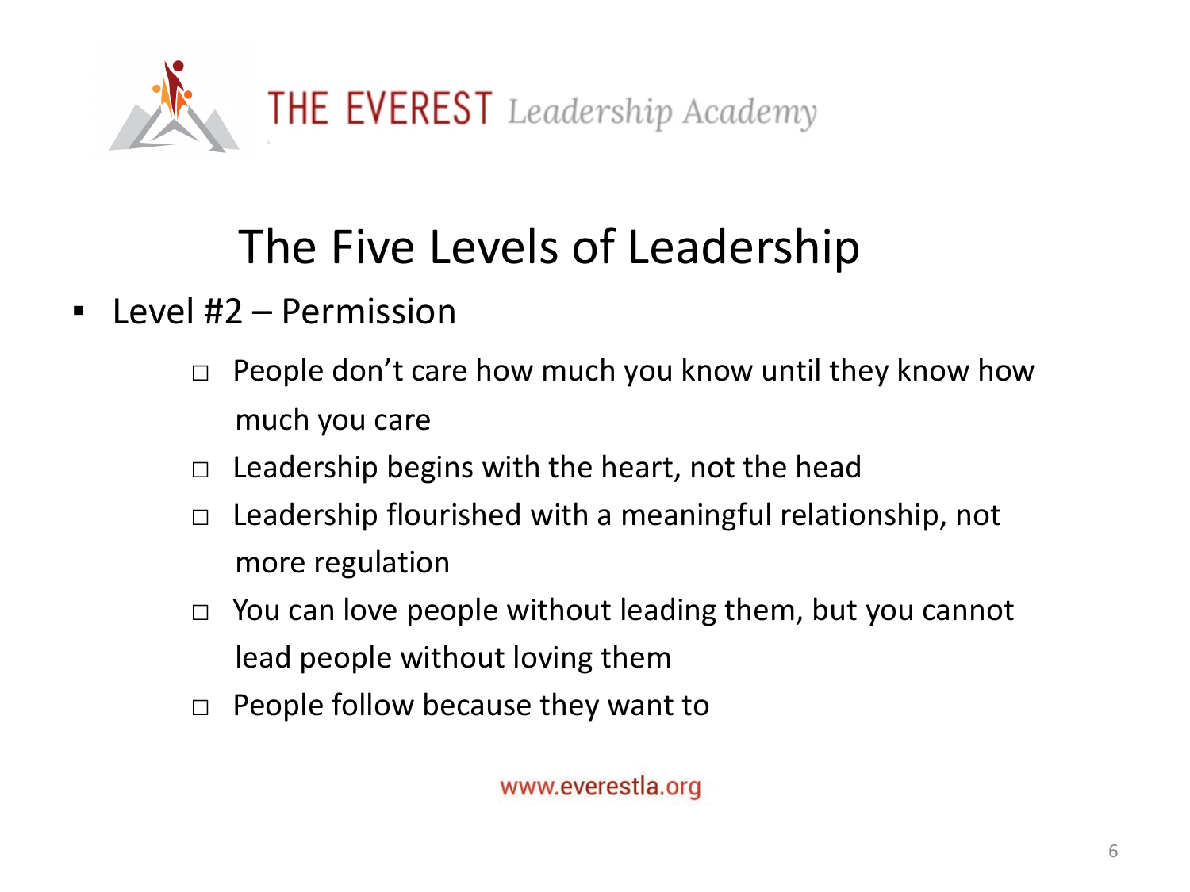# The Five Levels of Leadership

- Level #2 – Permission
  - People don't care how much you know until they know how much you care
  - Leadership begins with the heart, not the head
  - Leadership flourished with a meaningful relationship, not more regulation
  - You can love people without leading them, but you cannot lead people without loving them
  - People follow because they want to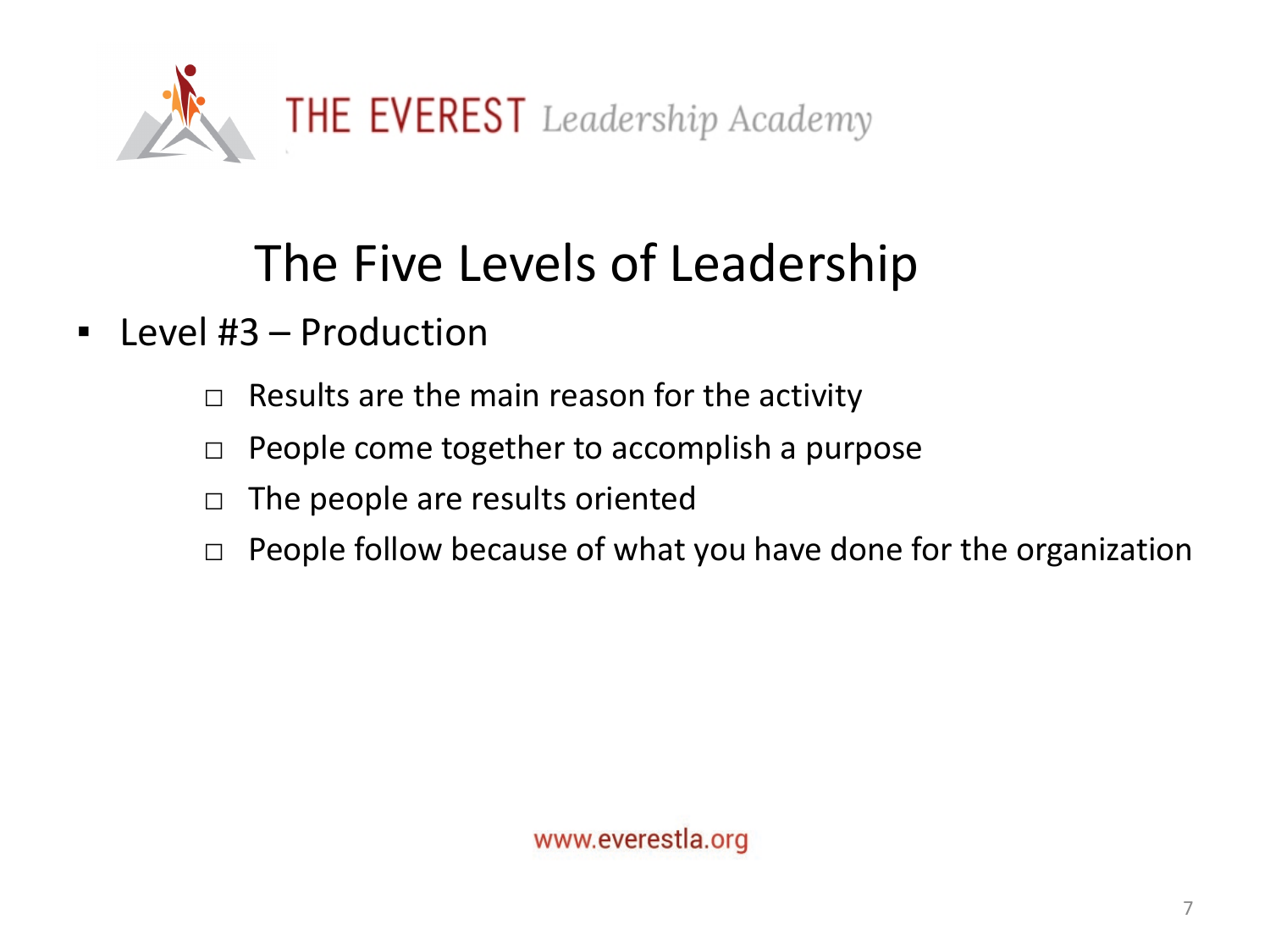# The Five Levels of Leadership

- Level #3 – Production
  - Results are the main reason for the activity
  - People come together to accomplish a purpose
  - The people are results oriented
  - People follow because of what you have done for the organization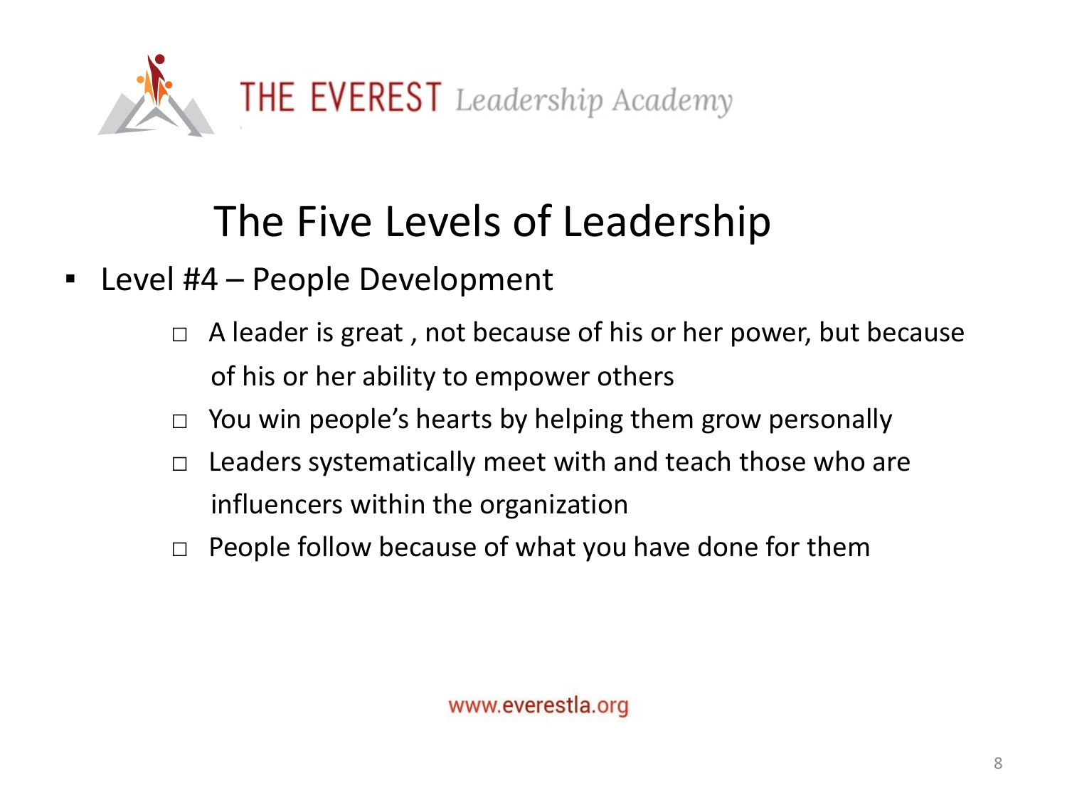# The Five Levels of Leadership

- Level #4 – People Development
  - A leader is great , not because of his or her power, but because of his or her ability to empower others
  - You win people's hearts by helping them grow personally
  - Leaders systematically meet with and teach those who are influencers within the organization
  - People follow because of what you have done for them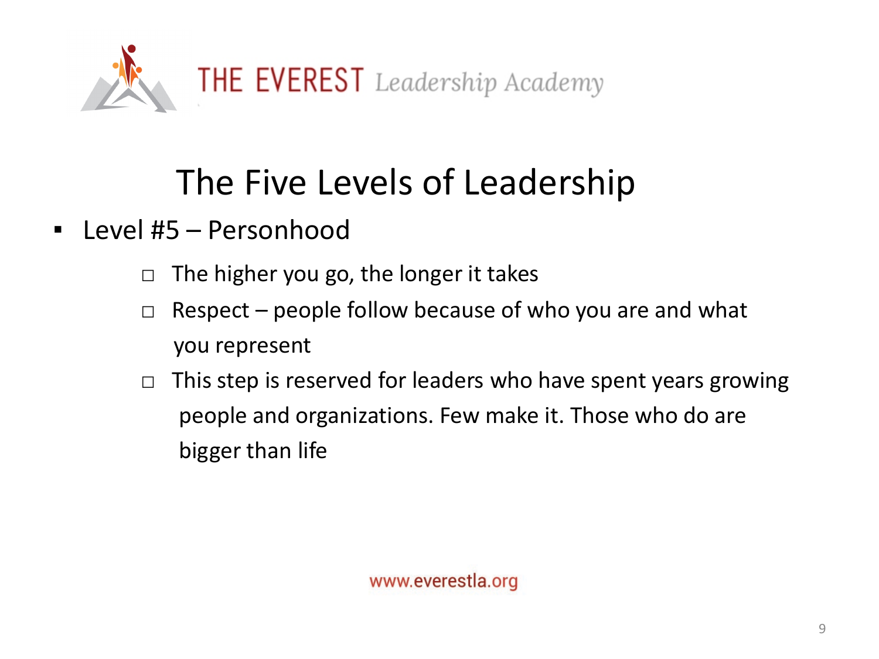# The Five Levels of Leadership

- Level #5 – Personhood
  - The higher you go, the longer it takes
  - Respect – people follow because of who you are and what you represent
  - This step is reserved for leaders who have spent years growing people and organizations. Few make it. Those who do are bigger than life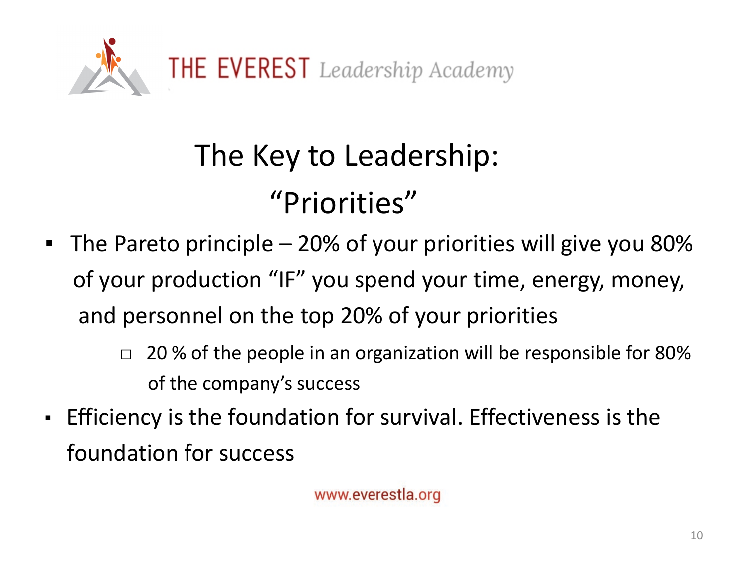# The Key to Leadership: "Priorities"

- The Pareto principle – 20% of your priorities will give you 80% of your production "IF" you spend your time, energy, money, and personnel on the top 20% of your priorities
  - 20 % of the people in an organization will be responsible for 80% of the company's success
- Efficiency is the foundation for survival. Effectiveness is the foundation for success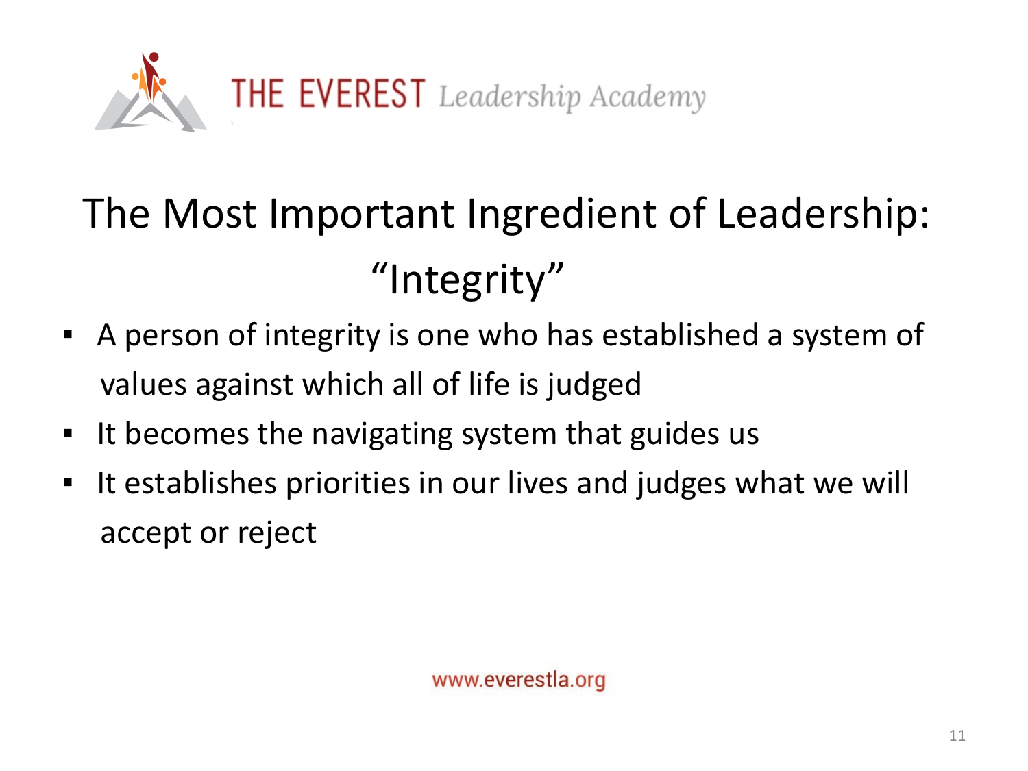# The Most Important Ingredient of Leadership: "Integrity"

- A person of integrity is one who has established a system of values against which all of life is judged
- It becomes the navigating system that guides us
- It establishes priorities in our lives and judges what we will accept or reject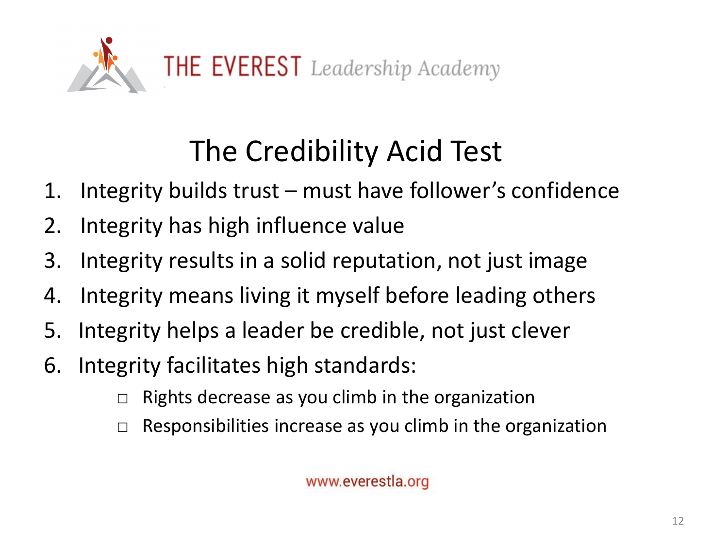THE EVEREST *Leadership Academy*

# The Credibility Acid Test

1. Integrity builds trust – must have follower's confidence
2. Integrity has high influence value
3. Integrity results in a solid reputation, not just image
4. Integrity means living it myself before leading others
5. Integrity helps a leader be credible, not just clever
6. Integrity facilitates high standards:
   - Rights decrease as you climb in the organization
   - Responsibilities increase as you climb in the organization

www.everestla.org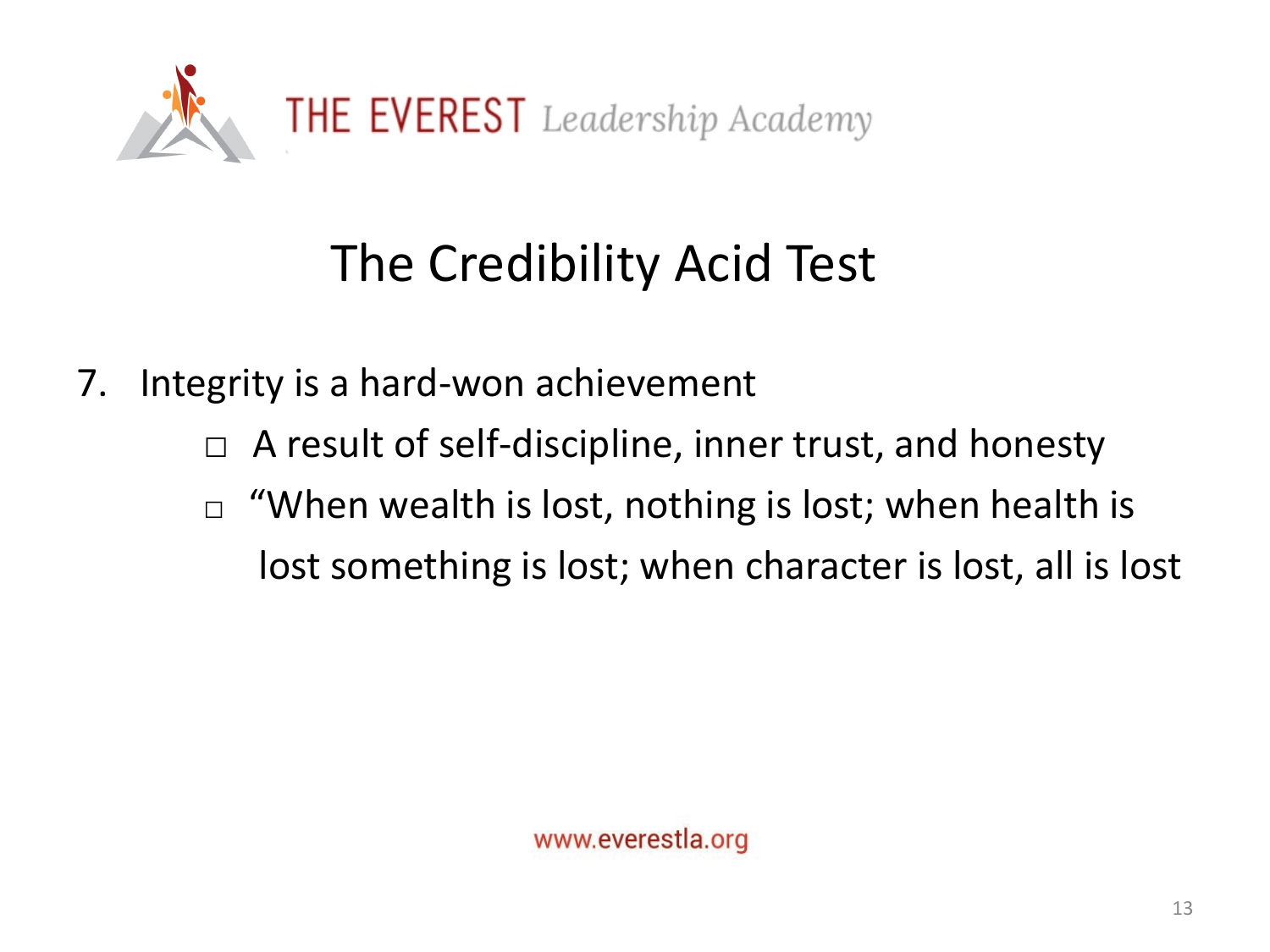# The Credibility Acid Test

7. Integrity is a hard-won achievement
   - A result of self-discipline, inner trust, and honesty
   - "When wealth is lost, nothing is lost; when health is lost something is lost; when character is lost, all is lost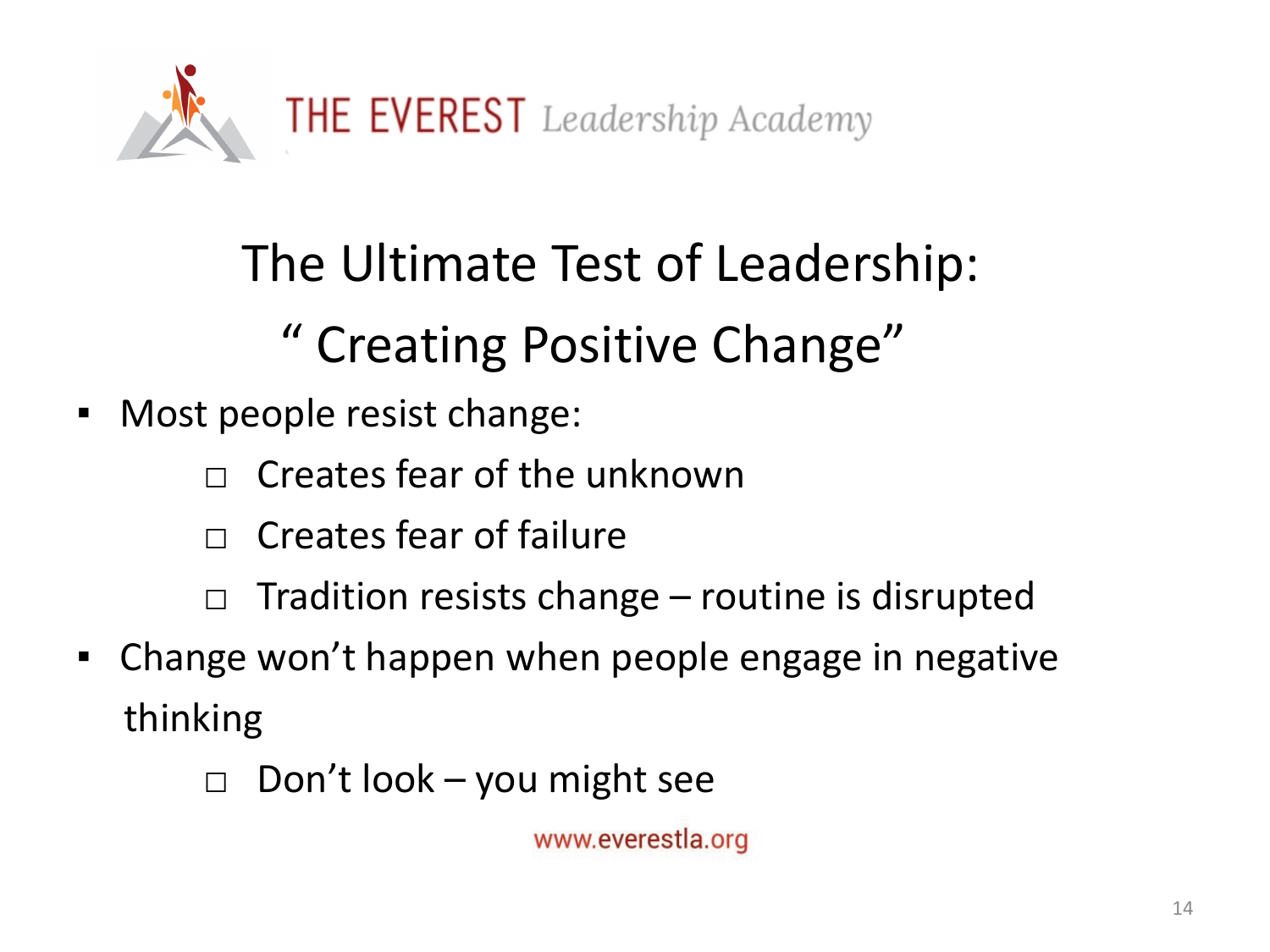THE EVEREST *Leadership Academy*

# The Ultimate Test of Leadership:
# " Creating Positive Change"

- Most people resist change:
  - Creates fear of the unknown
  - Creates fear of failure
  - Tradition resists change – routine is disrupted
- Change won't happen when people engage in negative thinking
  - Don't look – you might see

www.everestla.org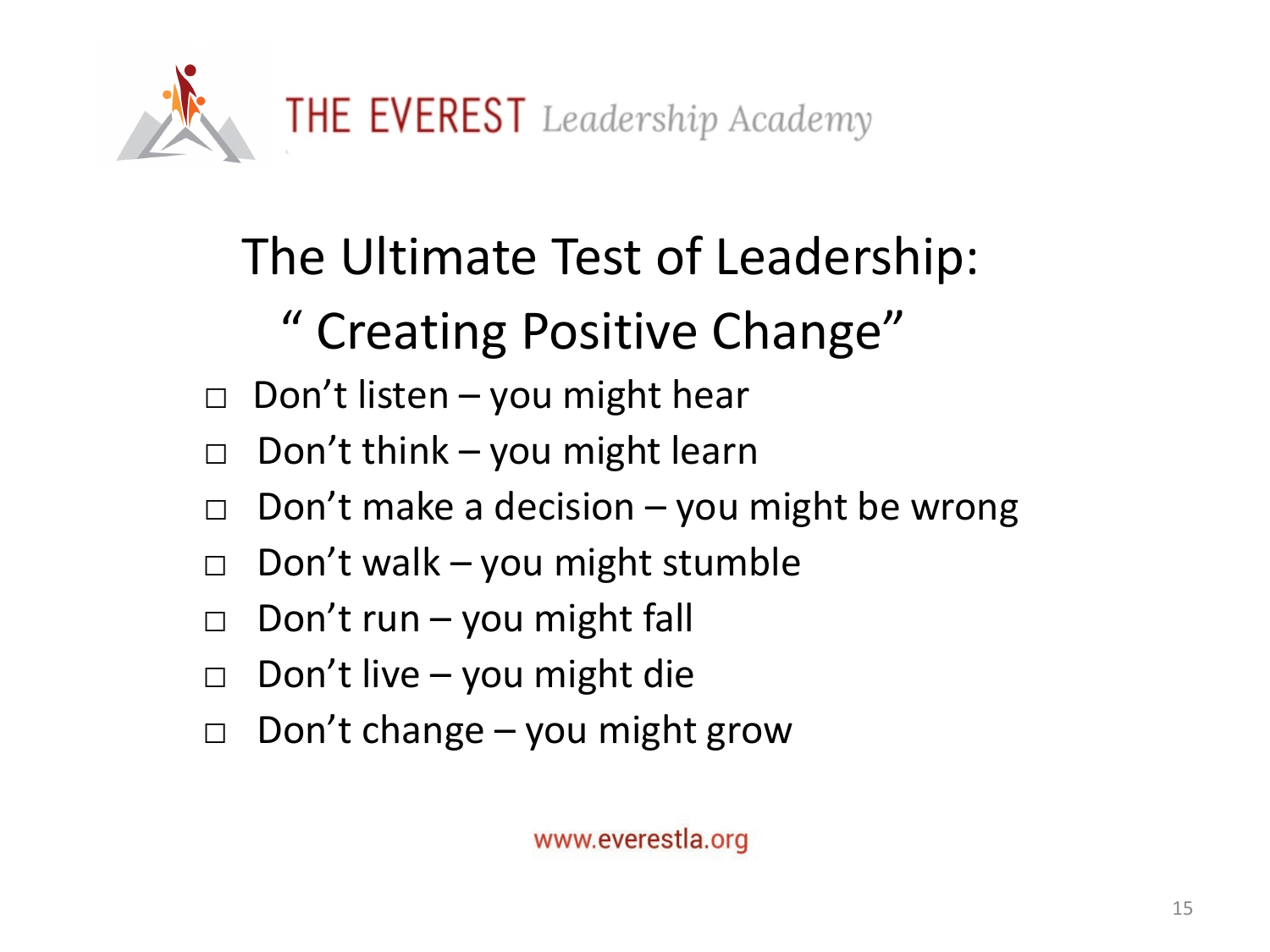THE EVEREST *Leadership Academy*

# The Ultimate Test of Leadership: " Creating Positive Change"

- Don't listen – you might hear
- Don't think – you might learn
- Don't make a decision – you might be wrong
- Don't walk – you might stumble
- Don't run – you might fall
- Don't live – you might die
- Don't change – you might grow

www.everestla.org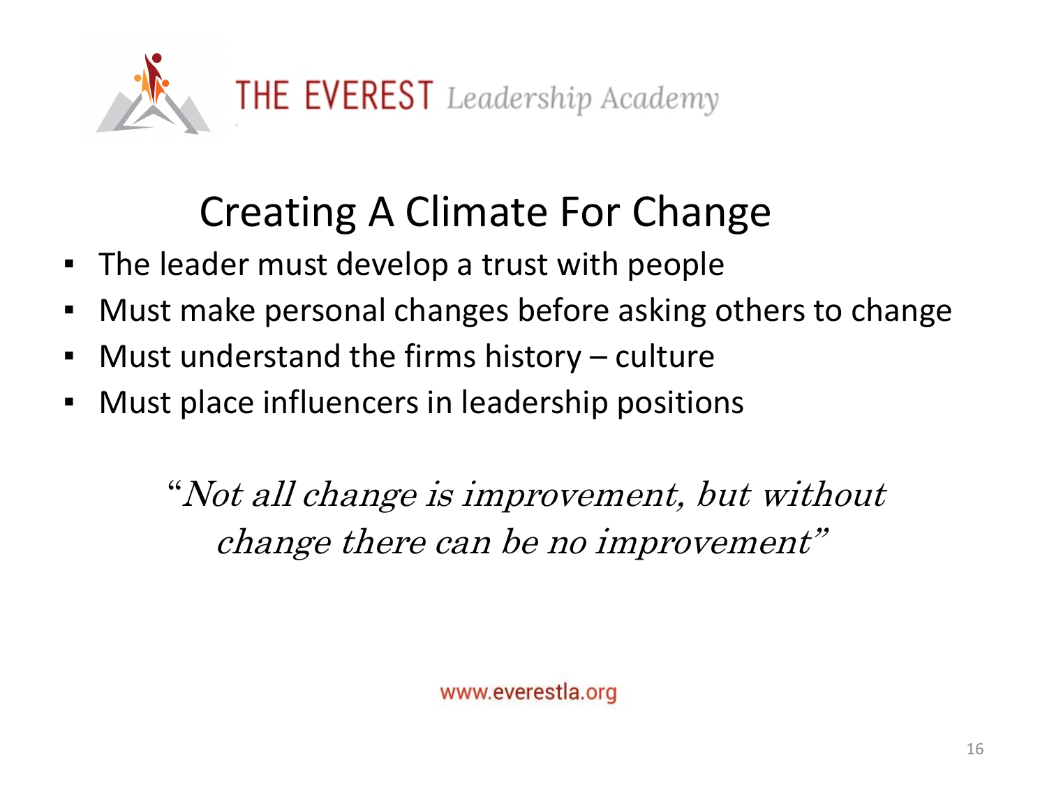THE EVEREST *Leadership Academy*

# Creating A Climate For Change

- The leader must develop a trust with people
- Must make personal changes before asking others to change
- Must understand the firms history – culture
- Must place influencers in leadership positions

*"Not all change is improvement, but without change there can be no improvement"*

www.everestla.org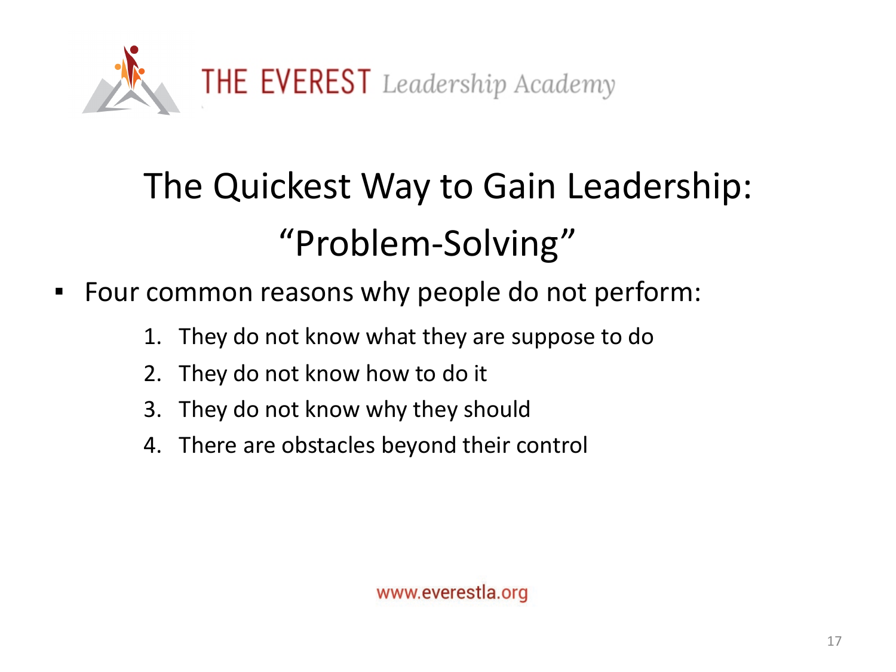# The Quickest Way to Gain Leadership: "Problem-Solving"

- Four common reasons why people do not perform:
    1. They do not know what they are suppose to do
    2. They do not know how to do it
    3. They do not know why they should
    4. There are obstacles beyond their control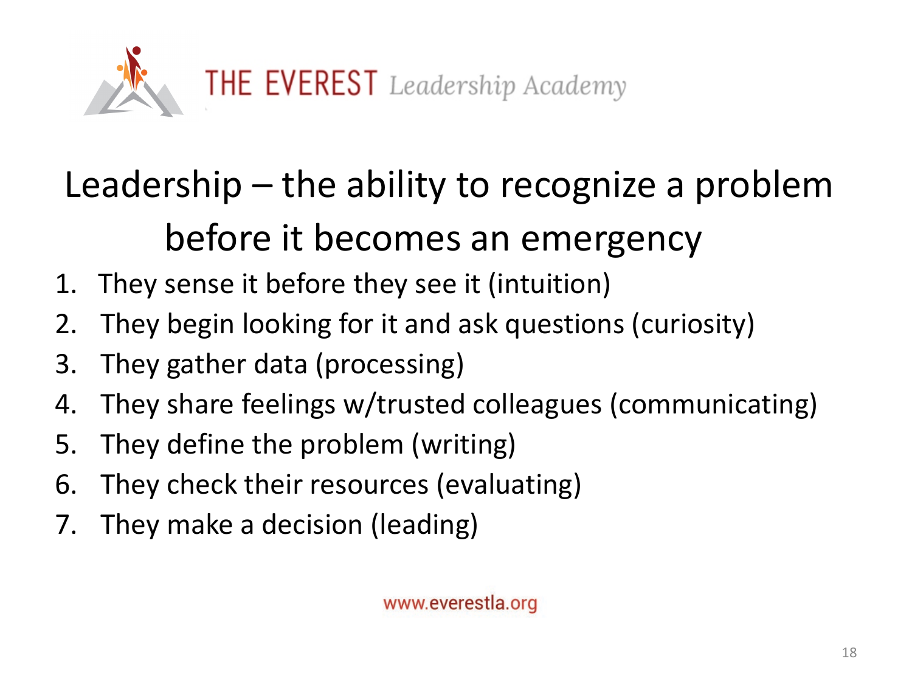THE EVEREST *Leadership Academy*

# Leadership – the ability to recognize a problem before it becomes an emergency

1. They sense it before they see it (intuition)
2. They begin looking for it and ask questions (curiosity)
3. They gather data (processing)
4. They share feelings w/trusted colleagues (communicating)
5. They define the problem (writing)
6. They check their resources (evaluating)
7. They make a decision (leading)

www.everestla.org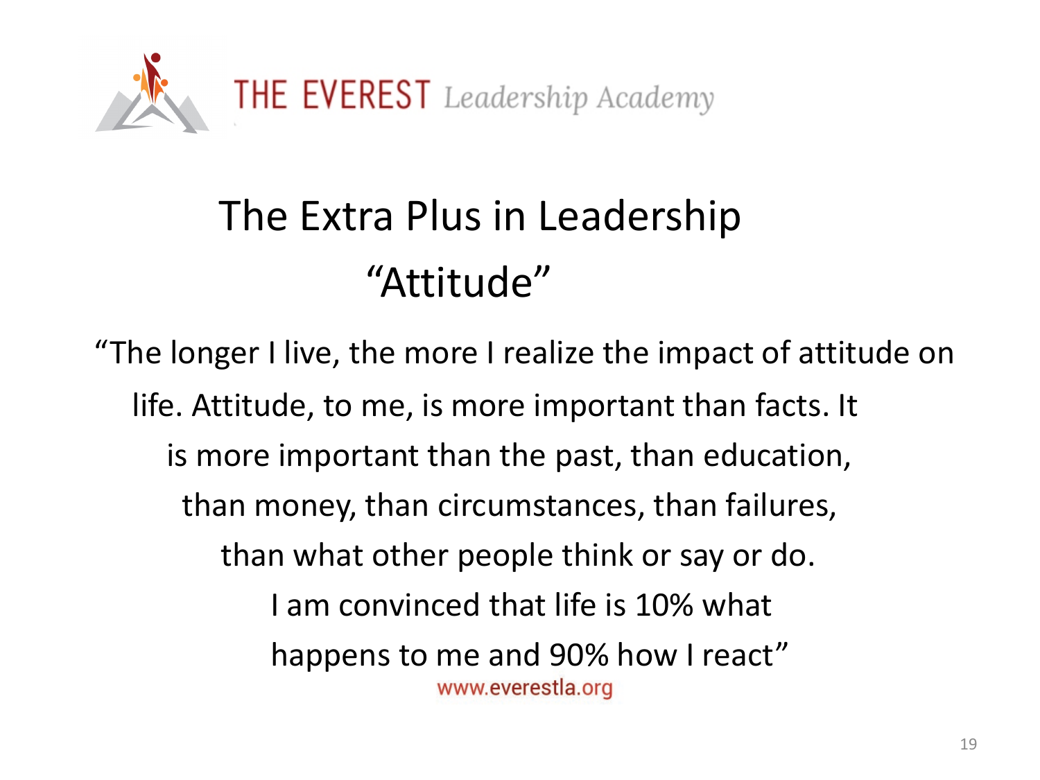THE EVEREST *Leadership Academy*

# The Extra Plus in Leadership

## "Attitude"

"The longer I live, the more I realize the impact of attitude on life. Attitude, to me, is more important than facts. It is more important than the past, than education, than money, than circumstances, than failures, than what other people think or say or do. I am convinced that life is 10% what happens to me and 90% how I react"

www.everestla.org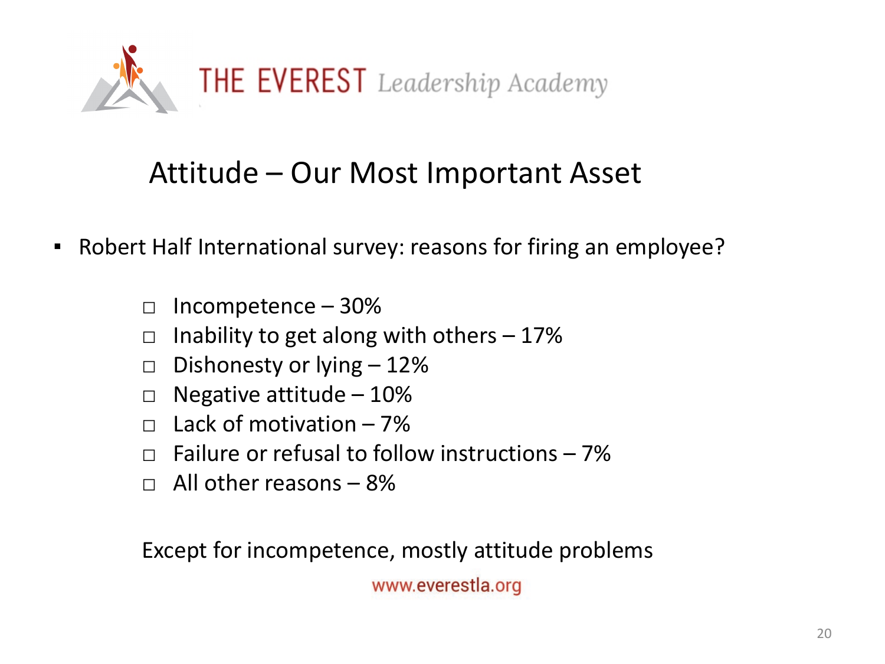## Attitude – Our Most Important Asset

- Robert Half International survey: reasons for firing an employee?

  - Incompetence – 30%
  - Inability to get along with others – 17%
  - Dishonesty or lying – 12%
  - Negative attitude – 10%
  - Lack of motivation – 7%
  - Failure or refusal to follow instructions – 7%
  - All other reasons – 8%

Except for incompetence, mostly attitude problems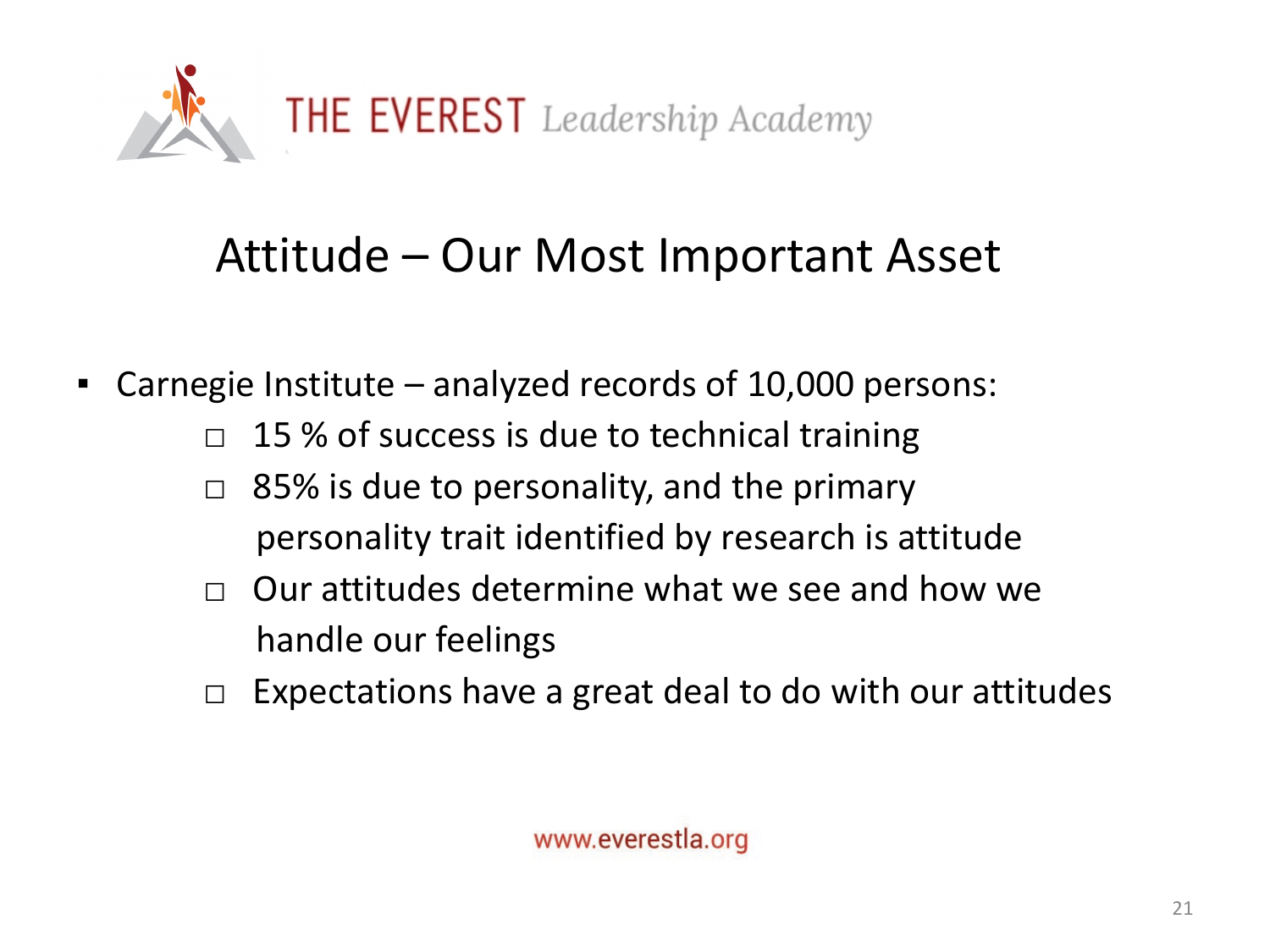THE EVEREST *Leadership Academy*

# Attitude – Our Most Important Asset

- Carnegie Institute – analyzed records of 10,000 persons:
  - 15 % of success is due to technical training
  - 85% is due to personality, and the primary personality trait identified by research is attitude
  - Our attitudes determine what we see and how we handle our feelings
  - Expectations have a great deal to do with our attitudes

www.everestla.org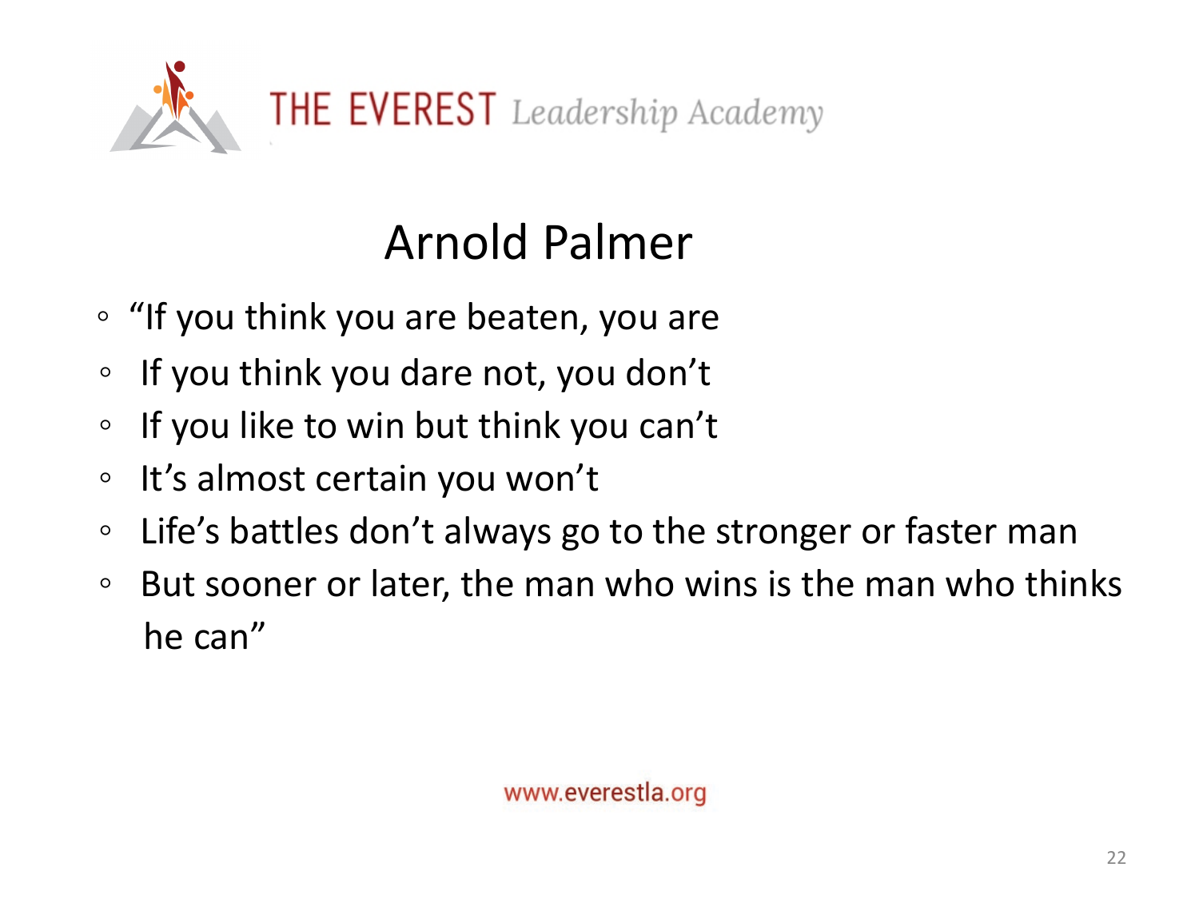# Arnold Palmer

- "If you think you are beaten, you are
- If you think you dare not, you don't
- If you like to win but think you can't
- It's almost certain you won't
- Life's battles don't always go to the stronger or faster man
- But sooner or later, the man who wins is the man who thinks he can"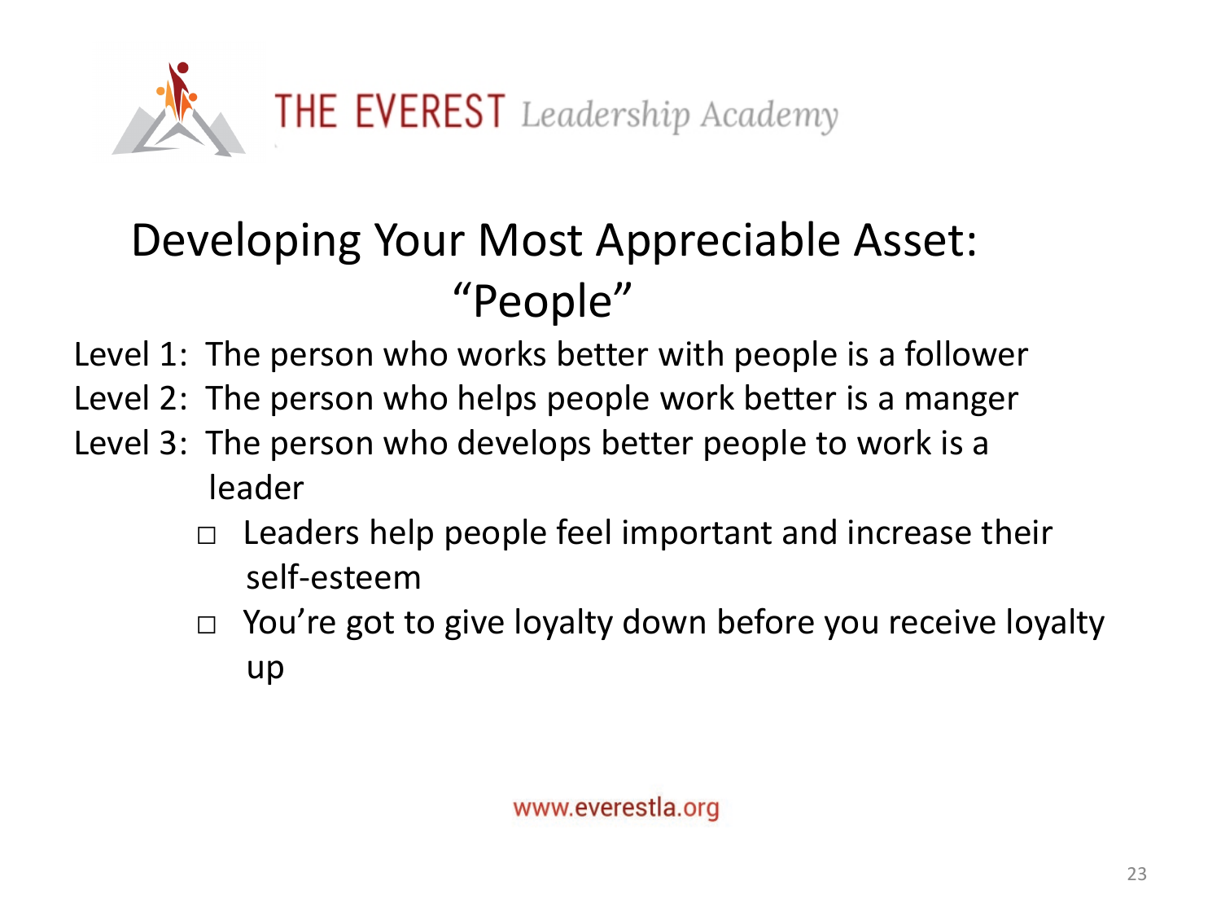THE EVEREST *Leadership Academy*

# Developing Your Most Appreciable Asset: "People"

Level 1: The person who works better with people is a follower
Level 2: The person who helps people work better is a manger
Level 3: The person who develops better people to work is a leader

- Leaders help people feel important and increase their self-esteem
- You're got to give loyalty down before you receive loyalty up

www.everestla.org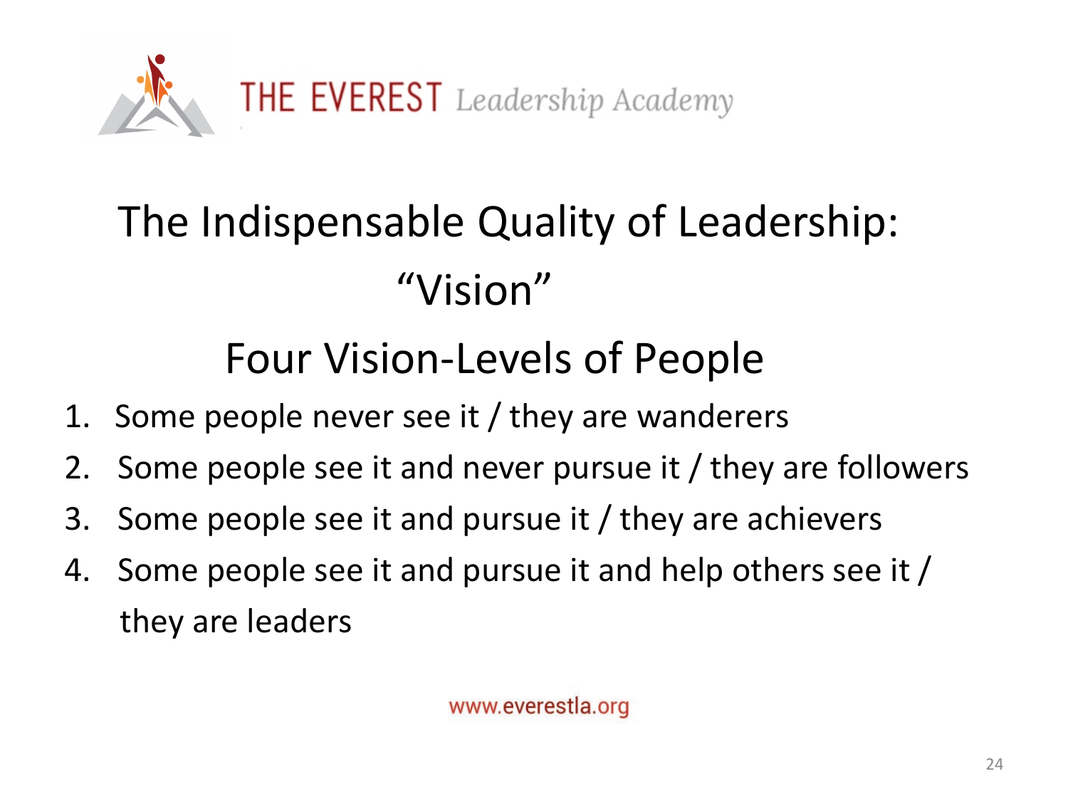THE EVEREST *Leadership Academy*

# The Indispensable Quality of Leadership: "Vision"

## Four Vision-Levels of People

1. Some people never see it / they are wanderers
2. Some people see it and never pursue it / they are followers
3. Some people see it and pursue it / they are achievers
4. Some people see it and pursue it and help others see it / they are leaders

www.everestla.org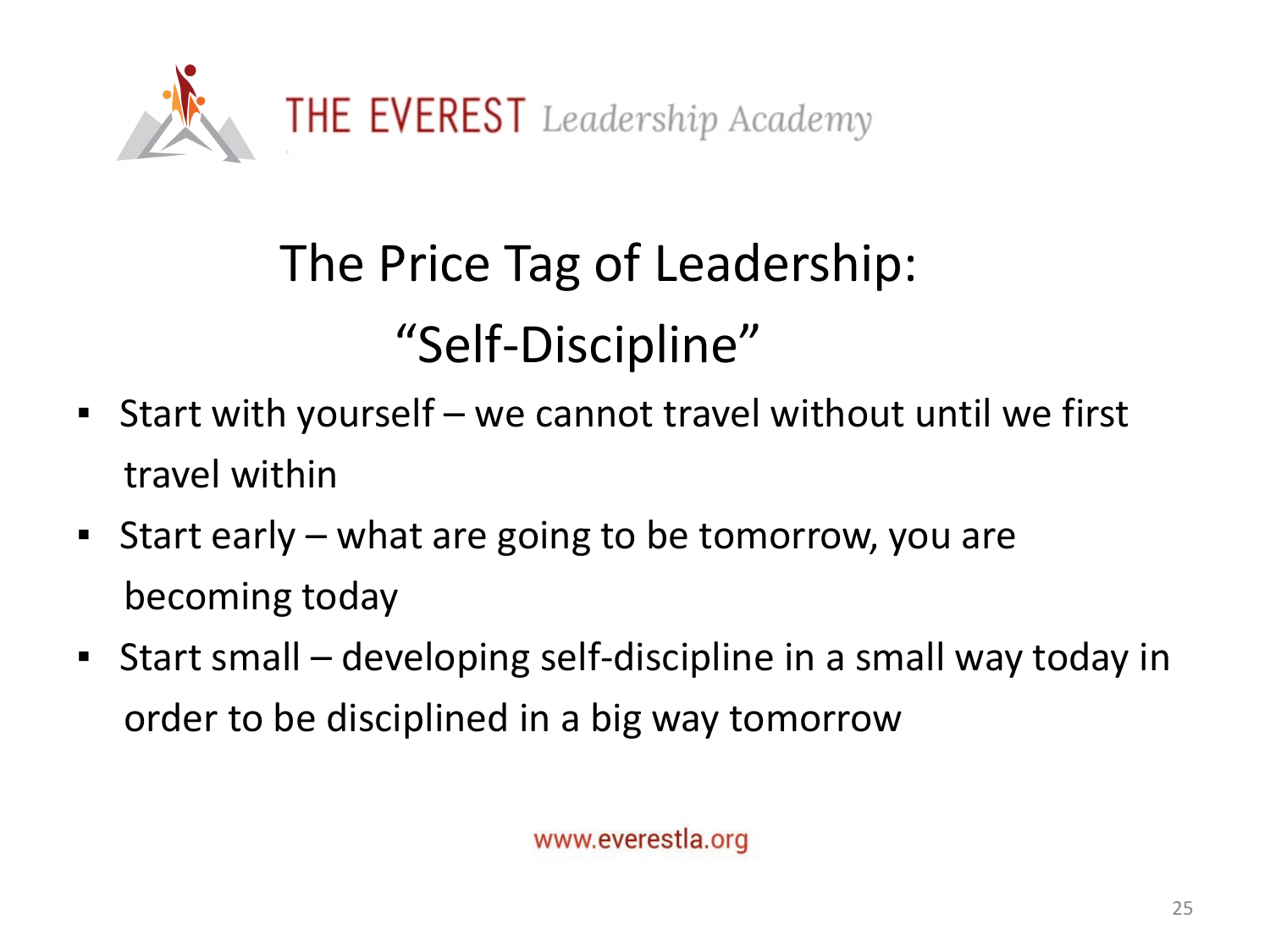# The Price Tag of Leadership: "Self-Discipline"

- Start with yourself – we cannot travel without until we first travel within
- Start early – what are going to be tomorrow, you are becoming today
- Start small – developing self-discipline in a small way today in order to be disciplined in a big way tomorrow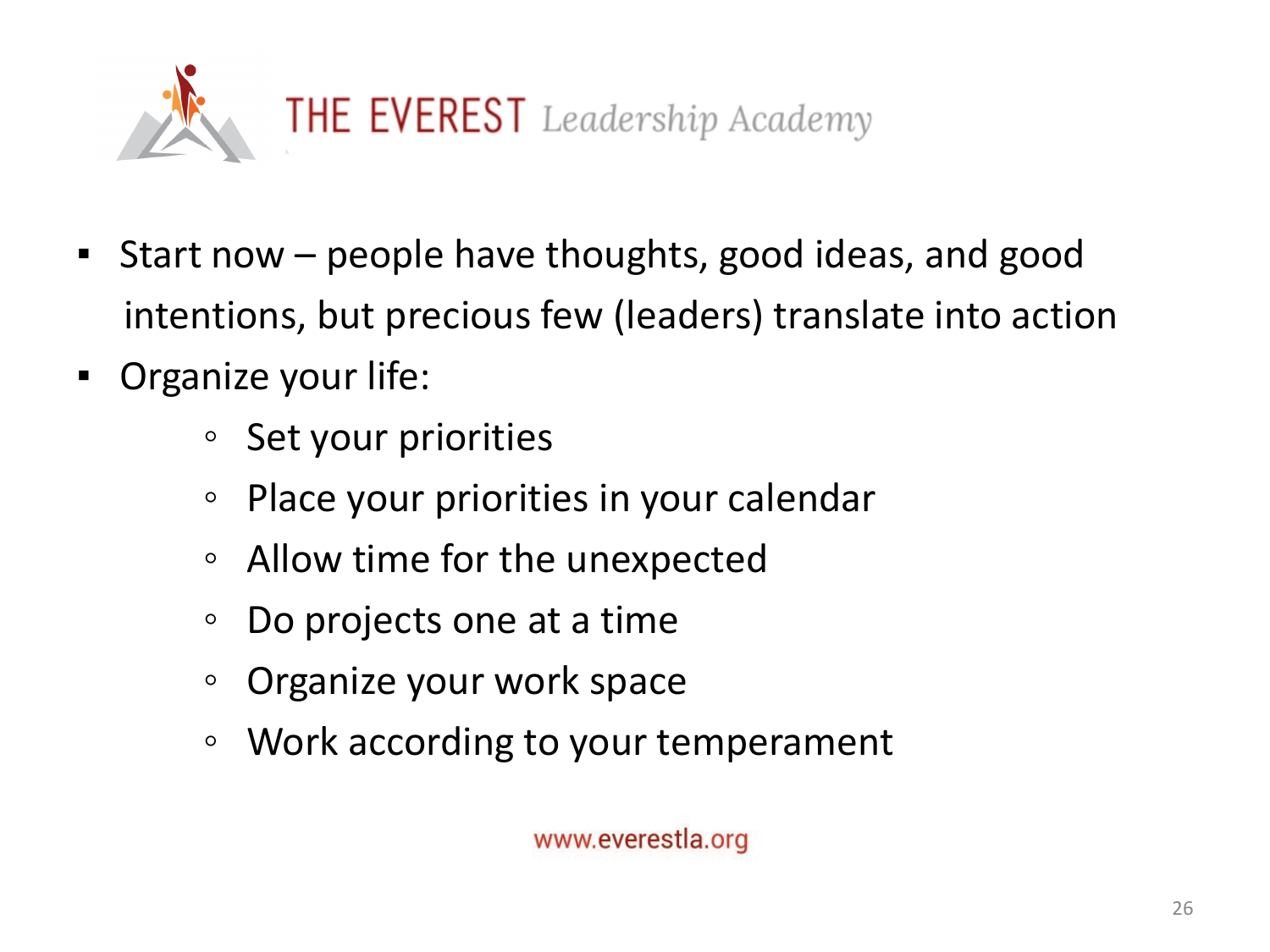- Start now – people have thoughts, good ideas, and good intentions, but precious few (leaders) translate into action
- Organize your life:
  - Set your priorities
  - Place your priorities in your calendar
  - Allow time for the unexpected
  - Do projects one at a time
  - Organize your work space
  - Work according to your temperament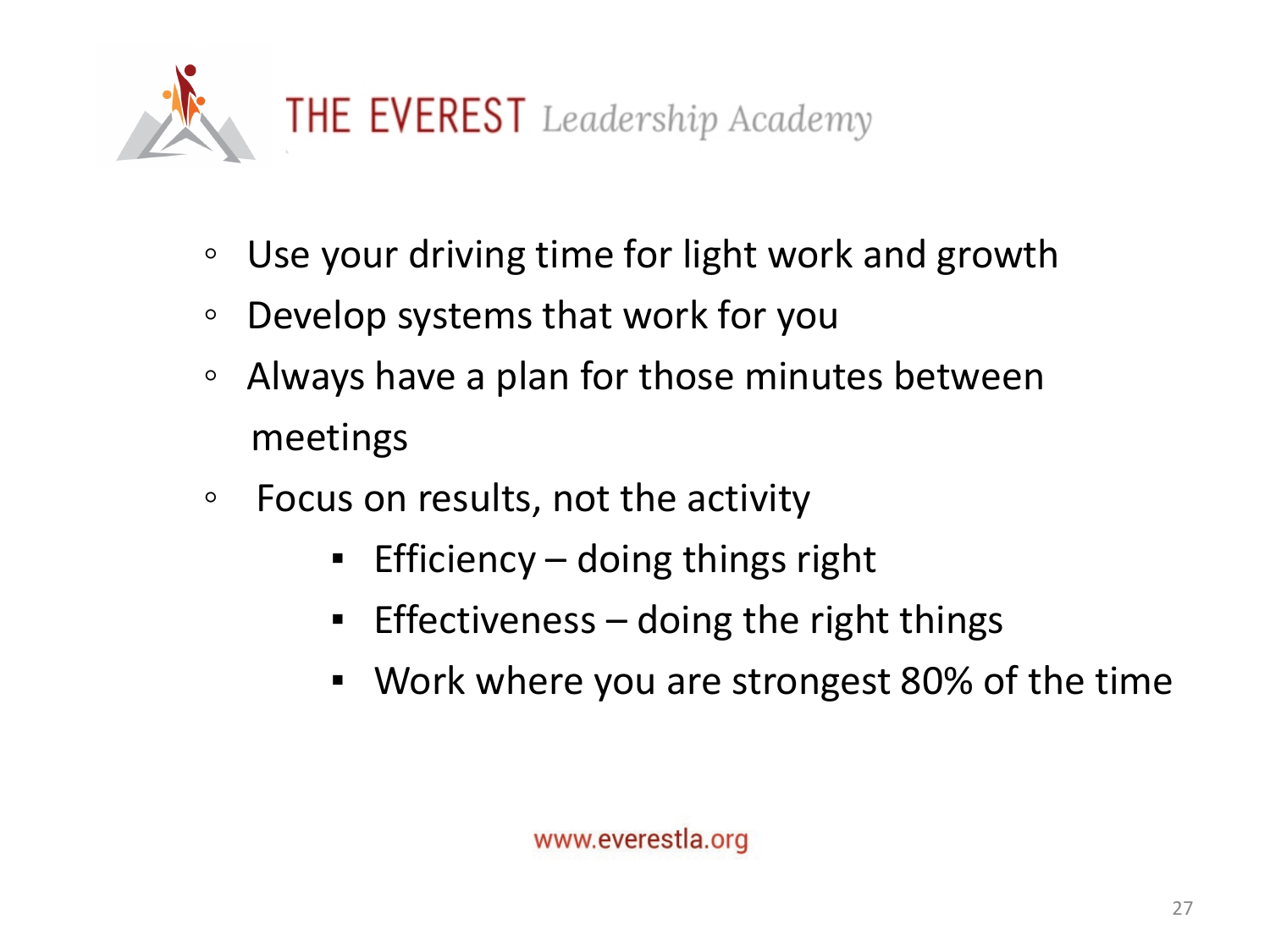- Use your driving time for light work and growth
- Develop systems that work for you
- Always have a plan for those minutes between meetings
- Focus on results, not the activity
  - Efficiency – doing things right
  - Effectiveness – doing the right things
  - Work where you are strongest 80% of the time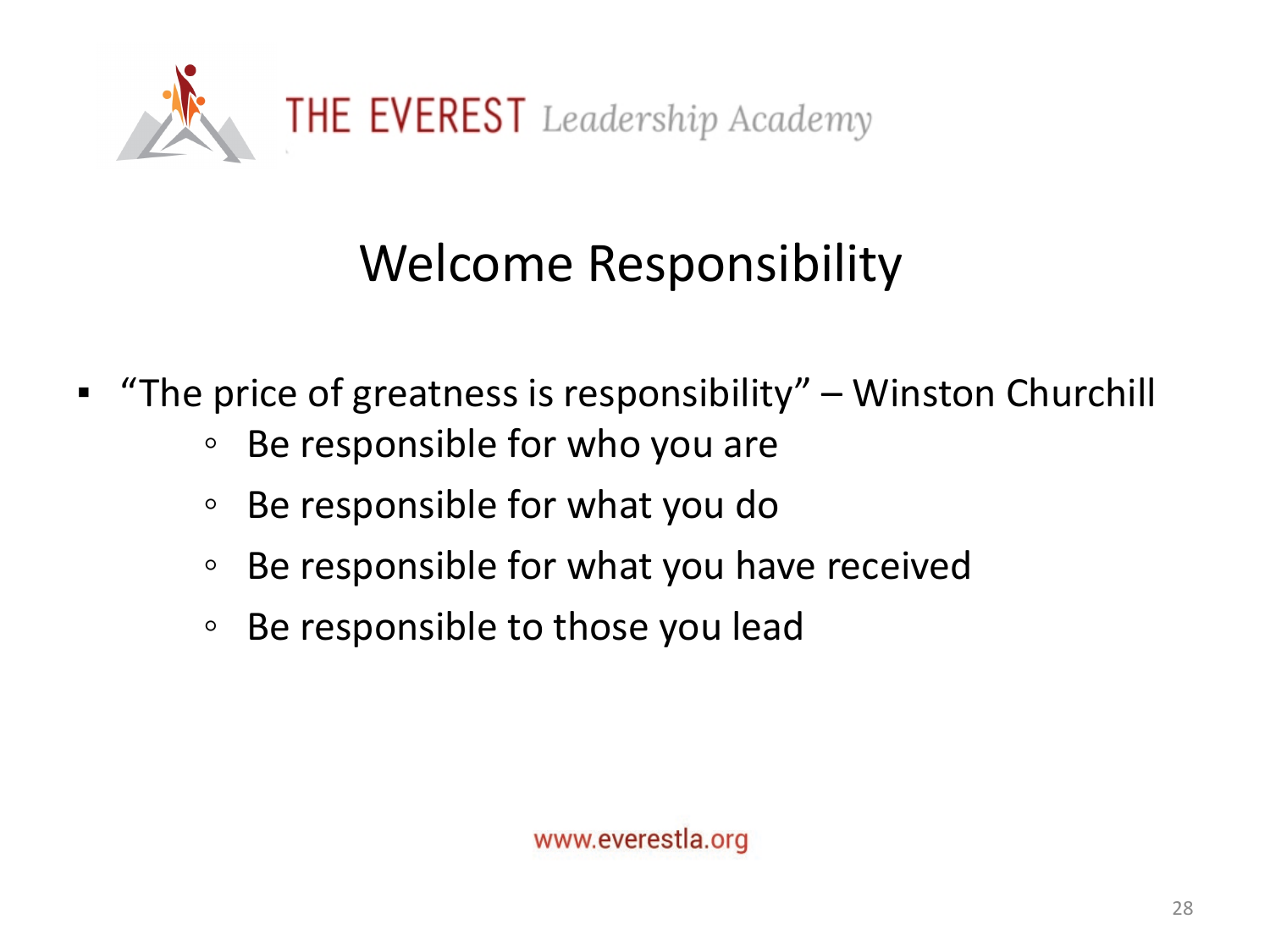THE EVEREST *Leadership Academy*

# Welcome Responsibility

- "The price of greatness is responsibility" – Winston Churchill
  - Be responsible for who you are
  - Be responsible for what you do
  - Be responsible for what you have received
  - Be responsible to those you lead

www.everestla.org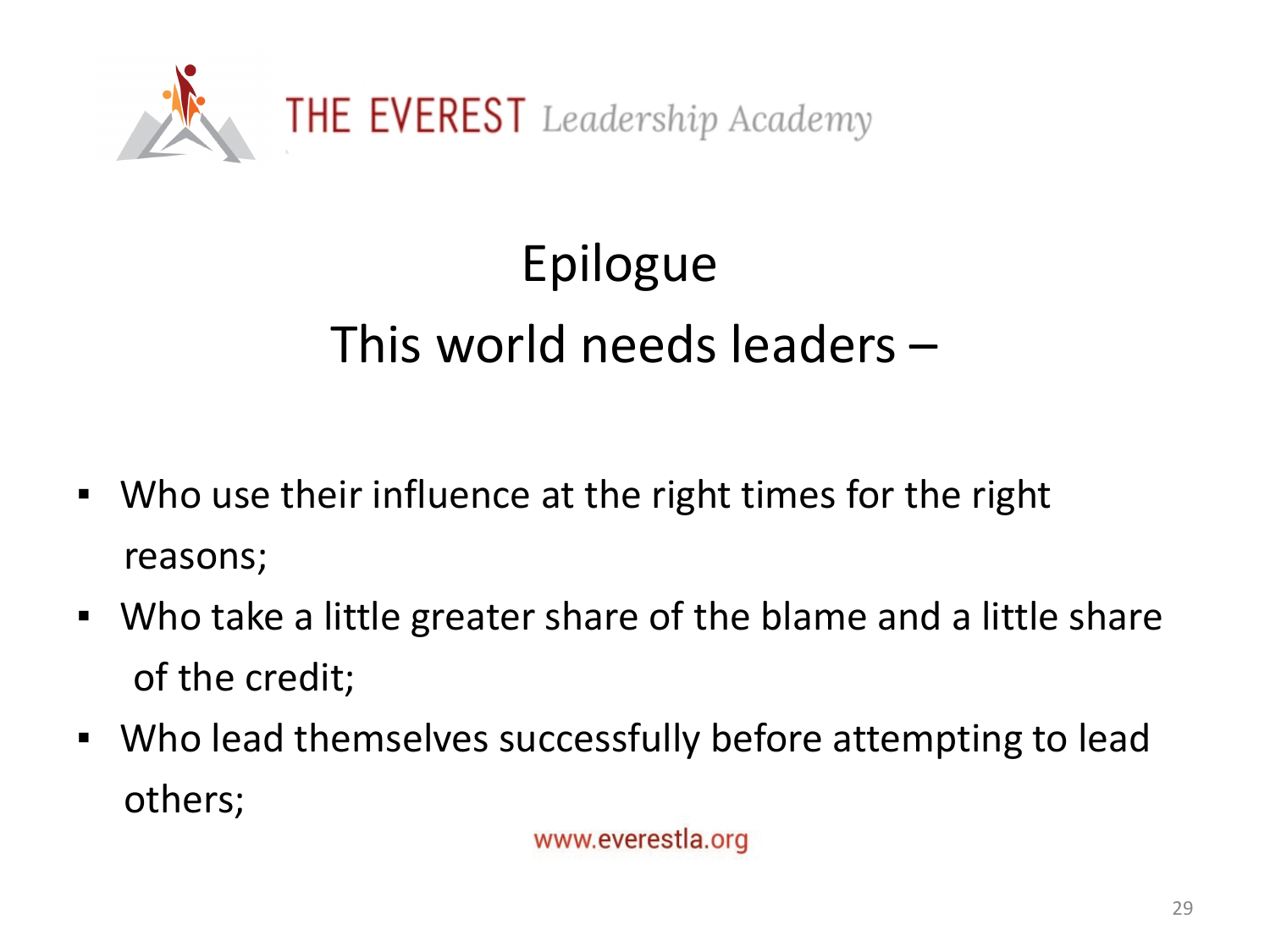THE EVEREST *Leadership Academy*

# Epilogue

## This world needs leaders –

- Who use their influence at the right times for the right reasons;
- Who take a little greater share of the blame and a little share of the credit;
- Who lead themselves successfully before attempting to lead others;

www.everestla.org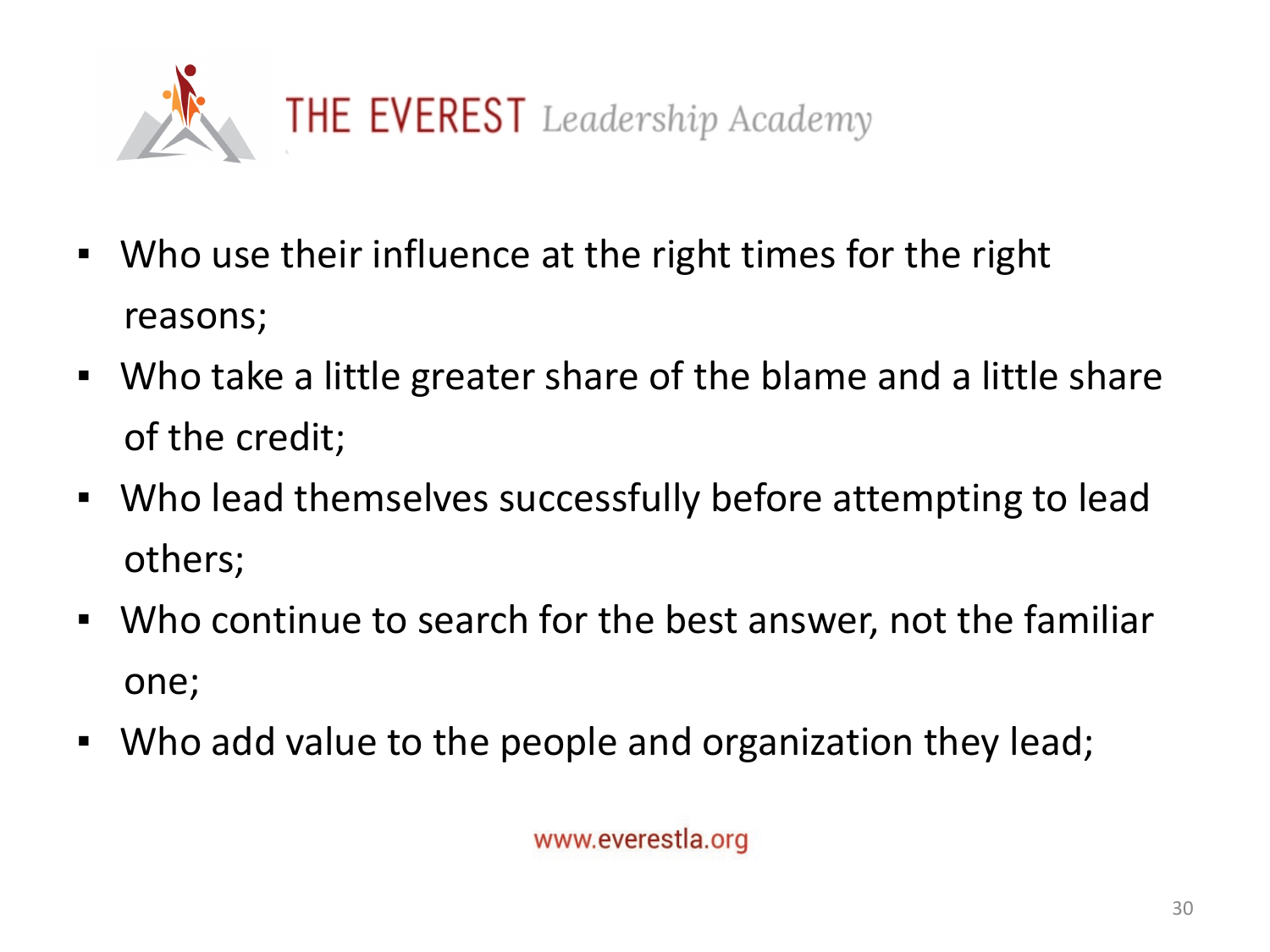- Who use their influence at the right times for the right reasons;
- Who take a little greater share of the blame and a little share of the credit;
- Who lead themselves successfully before attempting to lead others;
- Who continue to search for the best answer, not the familiar one;
- Who add value to the people and organization they lead;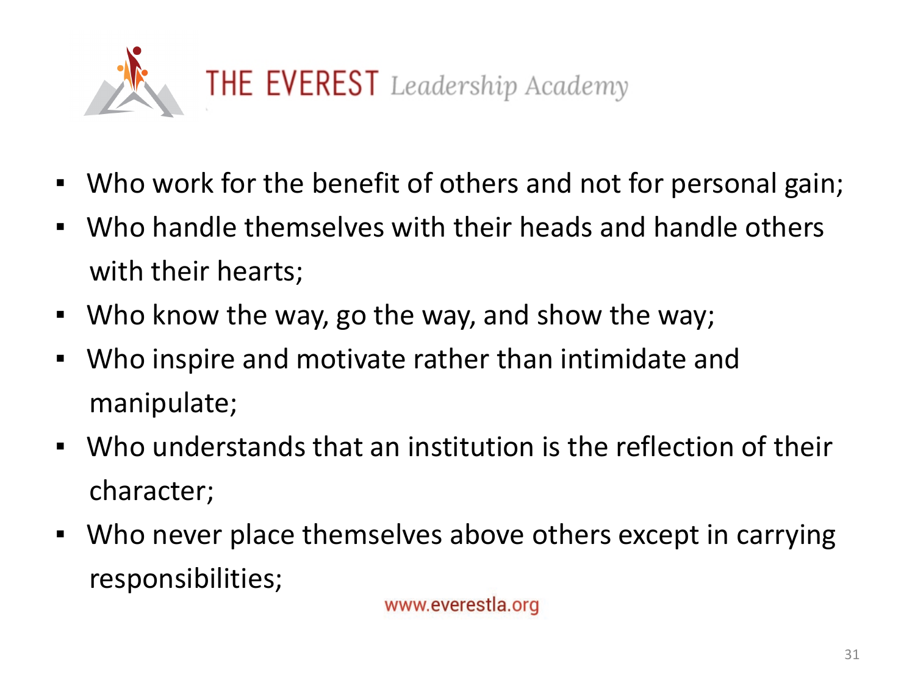# THE EVEREST *Leadership Academy*

- Who work for the benefit of others and not for personal gain;
- Who handle themselves with their heads and handle others with their hearts;
- Who know the way, go the way, and show the way;
- Who inspire and motivate rather than intimidate and manipulate;
- Who understands that an institution is the reflection of their character;
- Who never place themselves above others except in carrying responsibilities;

www.everestla.org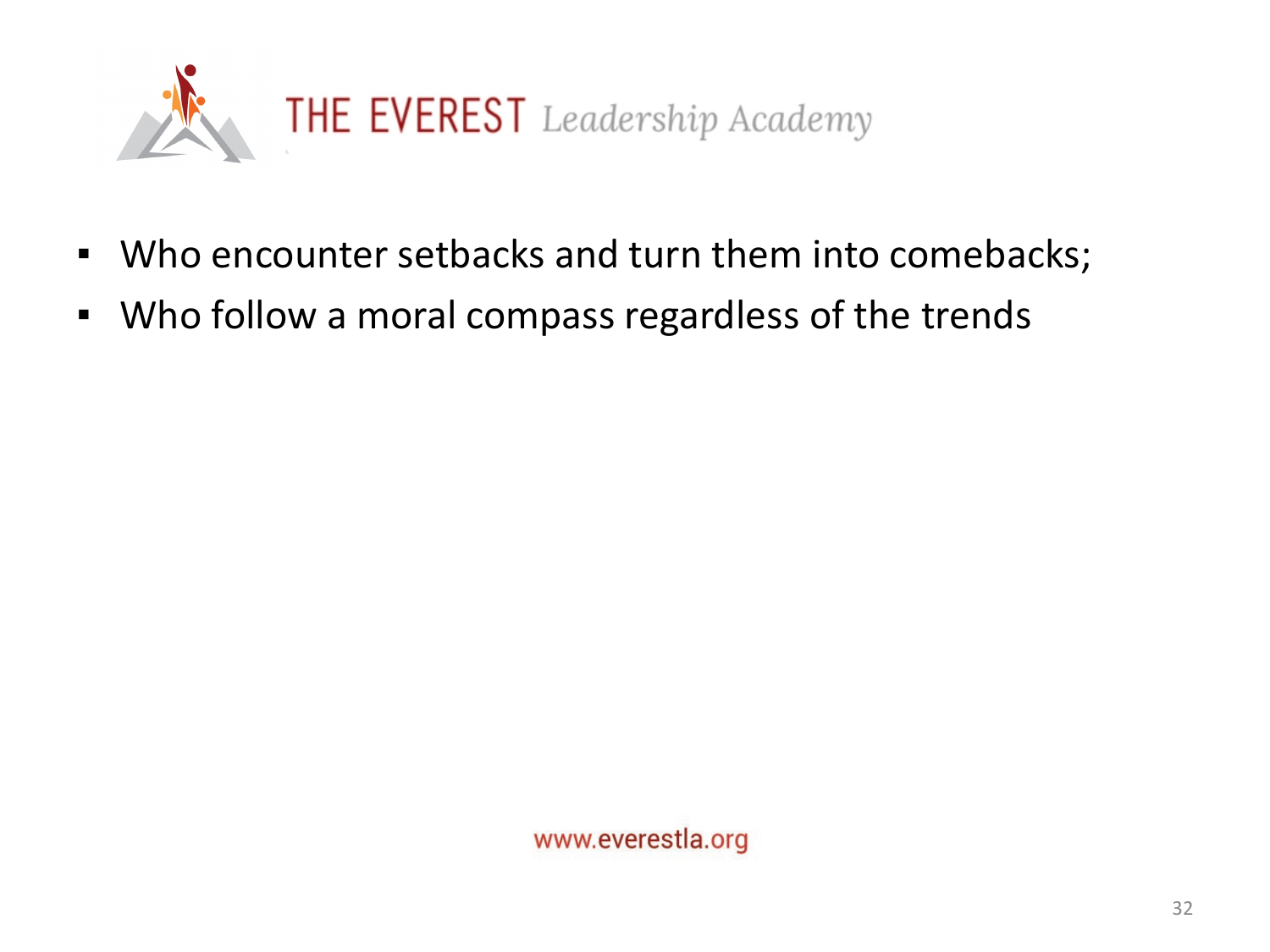- Who encounter setbacks and turn them into comebacks;
- Who follow a moral compass regardless of the trends